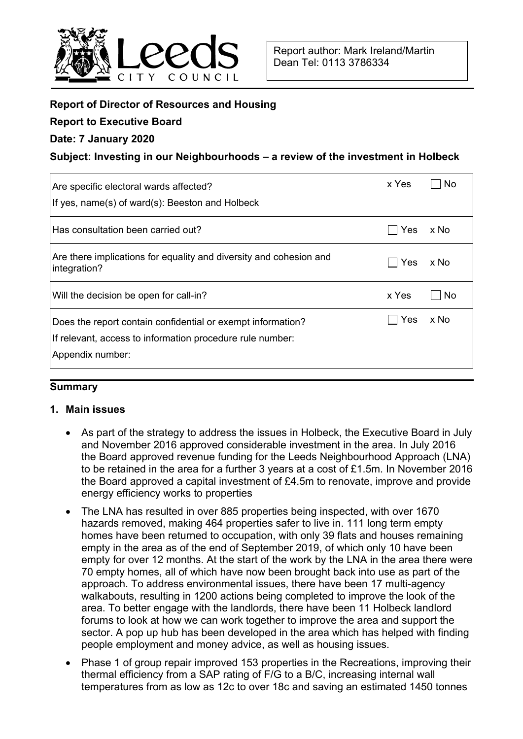Report author: Mark Ireland/Martin Dean Tel: 0113 3786334

**Report of Director of Resources and Housing**

**Report to Executive Board**

**Date: 7 January 2020**

**Subject: Investing in our Neighbourhoods – a review of the investment in Holbeck**

| | | |
|---|---|---|
| Are specific electoral wards affected?<br>If yes, name(s) of ward(s): Beeston and Holbeck | x Yes | ☐ No |
| Has consultation been carried out? | ☐ Yes | x No |
| Are there implications for equality and diversity and cohesion and integration? | ☐ Yes | x No |
| Will the decision be open for call-in? | x Yes | ☐ No |
| Does the report contain confidential or exempt information?<br>If relevant, access to information procedure rule number:<br>Appendix number: | ☐ Yes | x No |

## Summary

### 1. Main issues

- As part of the strategy to address the issues in Holbeck, the Executive Board in July and November 2016 approved considerable investment in the area. In July 2016 the Board approved revenue funding for the Leeds Neighbourhood Approach (LNA) to be retained in the area for a further 3 years at a cost of £1.5m. In November 2016 the Board approved a capital investment of £4.5m to renovate, improve and provide energy efficiency works to properties
- The LNA has resulted in over 885 properties being inspected, with over 1670 hazards removed, making 464 properties safer to live in. 111 long term empty homes have been returned to occupation, with only 39 flats and houses remaining empty in the area as of the end of September 2019, of which only 10 have been empty for over 12 months. At the start of the work by the LNA in the area there were 70 empty homes, all of which have now been brought back into use as part of the approach. To address environmental issues, there have been 17 multi-agency walkabouts, resulting in 1200 actions being completed to improve the look of the area. To better engage with the landlords, there have been 11 Holbeck landlord forums to look at how we can work together to improve the area and support the sector. A pop up hub has been developed in the area which has helped with finding people employment and money advice, as well as housing issues.
- Phase 1 of group repair improved 153 properties in the Recreations, improving their thermal efficiency from a SAP rating of F/G to a B/C, increasing internal wall temperatures from as low as 12c to over 18c and saving an estimated 1450 tonnes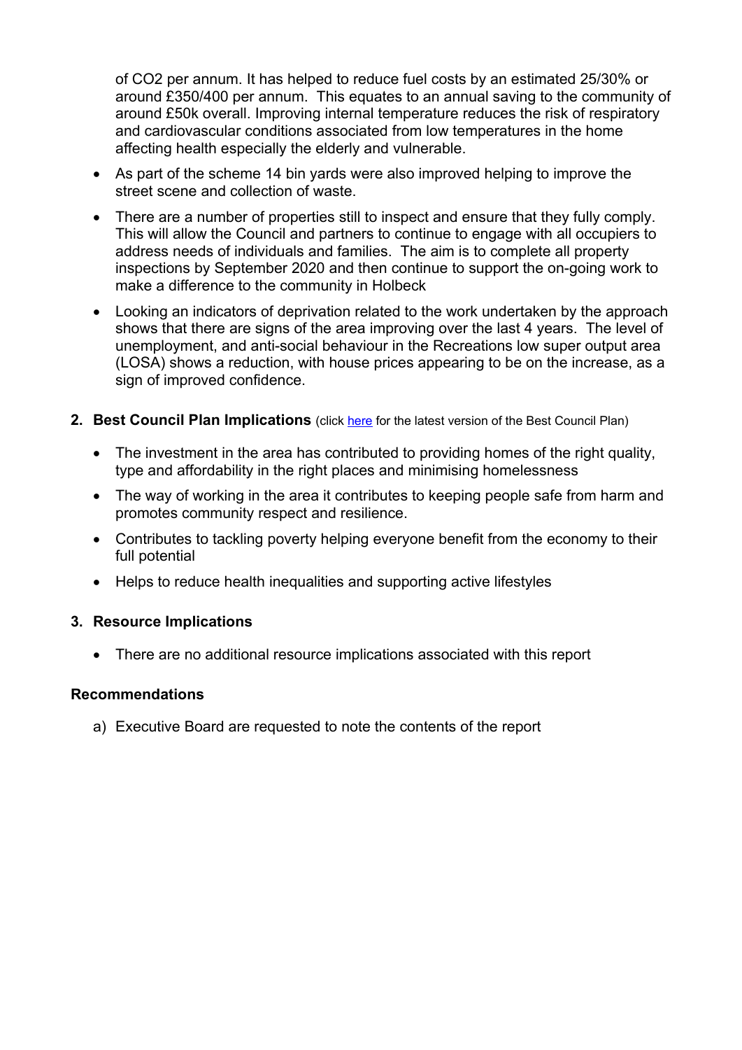of $CO_2$ per annum. It has helped to reduce fuel costs by an estimated 25/30% or around £350/400 per annum. This equates to an annual saving to the community of around £50k overall. Improving internal temperature reduces the risk of respiratory and cardiovascular conditions associated from low temperatures in the home affecting health especially the elderly and vulnerable.

- As part of the scheme 14 bin yards were also improved helping to improve the street scene and collection of waste.
- There are a number of properties still to inspect and ensure that they fully comply. This will allow the Council and partners to continue to engage with all occupiers to address needs of individuals and families. The aim is to complete all property inspections by September 2020 and then continue to support the on-going work to make a difference to the community in Holbeck
- Looking an indicators of deprivation related to the work undertaken by the approach shows that there are signs of the area improving over the last 4 years. The level of unemployment, and anti-social behaviour in the Recreations low super output area (LOSA) shows a reduction, with house prices appearing to be on the increase, as a sign of improved confidence.

## 2. Best Council Plan Implications (click here for the latest version of the Best Council Plan)

- The investment in the area has contributed to providing homes of the right quality, type and affordability in the right places and minimising homelessness
- The way of working in the area it contributes to keeping people safe from harm and promotes community respect and resilience.
- Contributes to tackling poverty helping everyone benefit from the economy to their full potential
- Helps to reduce health inequalities and supporting active lifestyles

## 3. Resource Implications

- There are no additional resource implications associated with this report

## Recommendations

a) Executive Board are requested to note the contents of the report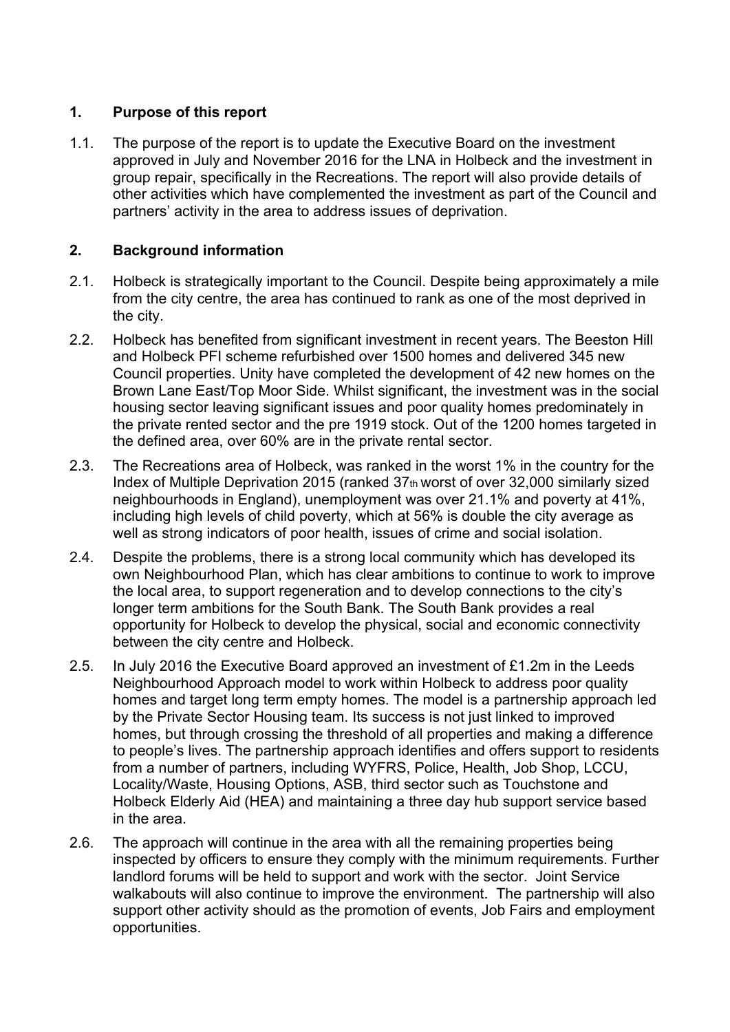## 1. Purpose of this report

1.1. The purpose of the report is to update the Executive Board on the investment approved in July and November 2016 for the LNA in Holbeck and the investment in group repair, specifically in the Recreations. The report will also provide details of other activities which have complemented the investment as part of the Council and partners' activity in the area to address issues of deprivation.

## 2. Background information

2.1. Holbeck is strategically important to the Council. Despite being approximately a mile from the city centre, the area has continued to rank as one of the most deprived in the city.

2.2. Holbeck has benefited from significant investment in recent years. The Beeston Hill and Holbeck PFI scheme refurbished over 1500 homes and delivered 345 new Council properties. Unity have completed the development of 42 new homes on the Brown Lane East/Top Moor Side. Whilst significant, the investment was in the social housing sector leaving significant issues and poor quality homes predominately in the private rented sector and the pre 1919 stock. Out of the 1200 homes targeted in the defined area, over 60% are in the private rental sector.

2.3. The Recreations area of Holbeck, was ranked in the worst 1% in the country for the Index of Multiple Deprivation 2015 (ranked 37th worst of over 32,000 similarly sized neighbourhoods in England), unemployment was over 21.1% and poverty at 41%, including high levels of child poverty, which at 56% is double the city average as well as strong indicators of poor health, issues of crime and social isolation.

2.4. Despite the problems, there is a strong local community which has developed its own Neighbourhood Plan, which has clear ambitions to continue to work to improve the local area, to support regeneration and to develop connections to the city's longer term ambitions for the South Bank. The South Bank provides a real opportunity for Holbeck to develop the physical, social and economic connectivity between the city centre and Holbeck.

2.5. In July 2016 the Executive Board approved an investment of £1.2m in the Leeds Neighbourhood Approach model to work within Holbeck to address poor quality homes and target long term empty homes. The model is a partnership approach led by the Private Sector Housing team. Its success is not just linked to improved homes, but through crossing the threshold of all properties and making a difference to people's lives. The partnership approach identifies and offers support to residents from a number of partners, including WYFRS, Police, Health, Job Shop, LCCU, Locality/Waste, Housing Options, ASB, third sector such as Touchstone and Holbeck Elderly Aid (HEA) and maintaining a three day hub support service based in the area.

2.6. The approach will continue in the area with all the remaining properties being inspected by officers to ensure they comply with the minimum requirements. Further landlord forums will be held to support and work with the sector. Joint Service walkabouts will also continue to improve the environment. The partnership will also support other activity should as the promotion of events, Job Fairs and employment opportunities.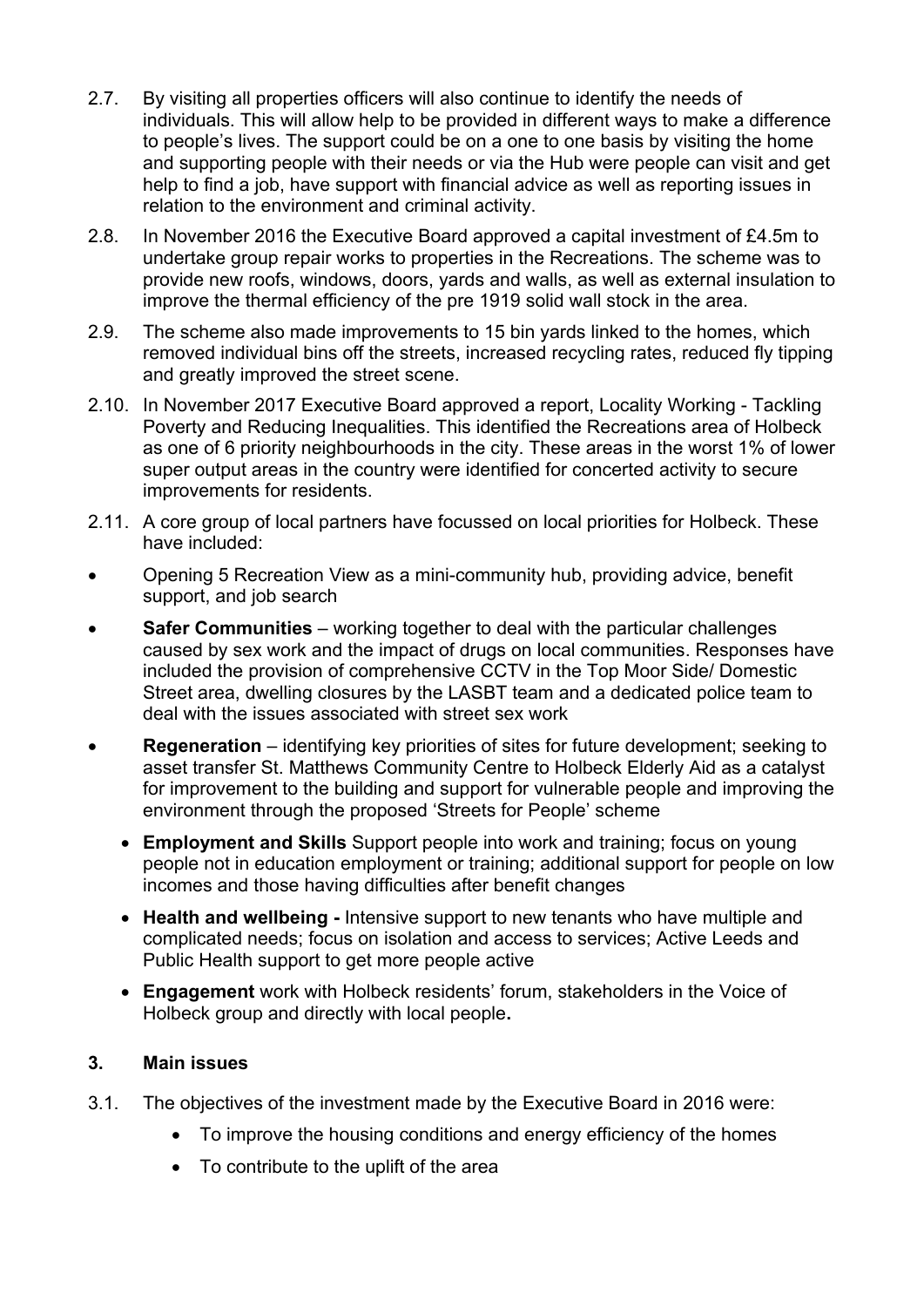2.7. By visiting all properties officers will also continue to identify the needs of individuals. This will allow help to be provided in different ways to make a difference to people's lives. The support could be on a one to one basis by visiting the home and supporting people with their needs or via the Hub were people can visit and get help to find a job, have support with financial advice as well as reporting issues in relation to the environment and criminal activity.

2.8. In November 2016 the Executive Board approved a capital investment of £4.5m to undertake group repair works to properties in the Recreations. The scheme was to provide new roofs, windows, doors, yards and walls, as well as external insulation to improve the thermal efficiency of the pre 1919 solid wall stock in the area.

2.9. The scheme also made improvements to 15 bin yards linked to the homes, which removed individual bins off the streets, increased recycling rates, reduced fly tipping and greatly improved the street scene.

2.10. In November 2017 Executive Board approved a report, Locality Working - Tackling Poverty and Reducing Inequalities. This identified the Recreations area of Holbeck as one of 6 priority neighbourhoods in the city. These areas in the worst 1% of lower super output areas in the country were identified for concerted activity to secure improvements for residents.

2.11. A core group of local partners have focussed on local priorities for Holbeck. These have included:

- Opening 5 Recreation View as a mini-community hub, providing advice, benefit support, and job search
- **Safer Communities** – working together to deal with the particular challenges caused by sex work and the impact of drugs on local communities. Responses have included the provision of comprehensive CCTV in the Top Moor Side/ Domestic Street area, dwelling closures by the LASBT team and a dedicated police team to deal with the issues associated with street sex work
- **Regeneration** – identifying key priorities of sites for future development; seeking to asset transfer St. Matthews Community Centre to Holbeck Elderly Aid as a catalyst for improvement to the building and support for vulnerable people and improving the environment through the proposed 'Streets for People' scheme
  - **Employment and Skills** Support people into work and training; focus on young people not in education employment or training; additional support for people on low incomes and those having difficulties after benefit changes
  - **Health and wellbeing -** Intensive support to new tenants who have multiple and complicated needs; focus on isolation and access to services; Active Leeds and Public Health support to get more people active
  - **Engagement** work with Holbeck residents' forum, stakeholders in the Voice of Holbeck group and directly with local people**.**

### 3. Main issues

3.1. The objectives of the investment made by the Executive Board in 2016 were:

- To improve the housing conditions and energy efficiency of the homes
- To contribute to the uplift of the area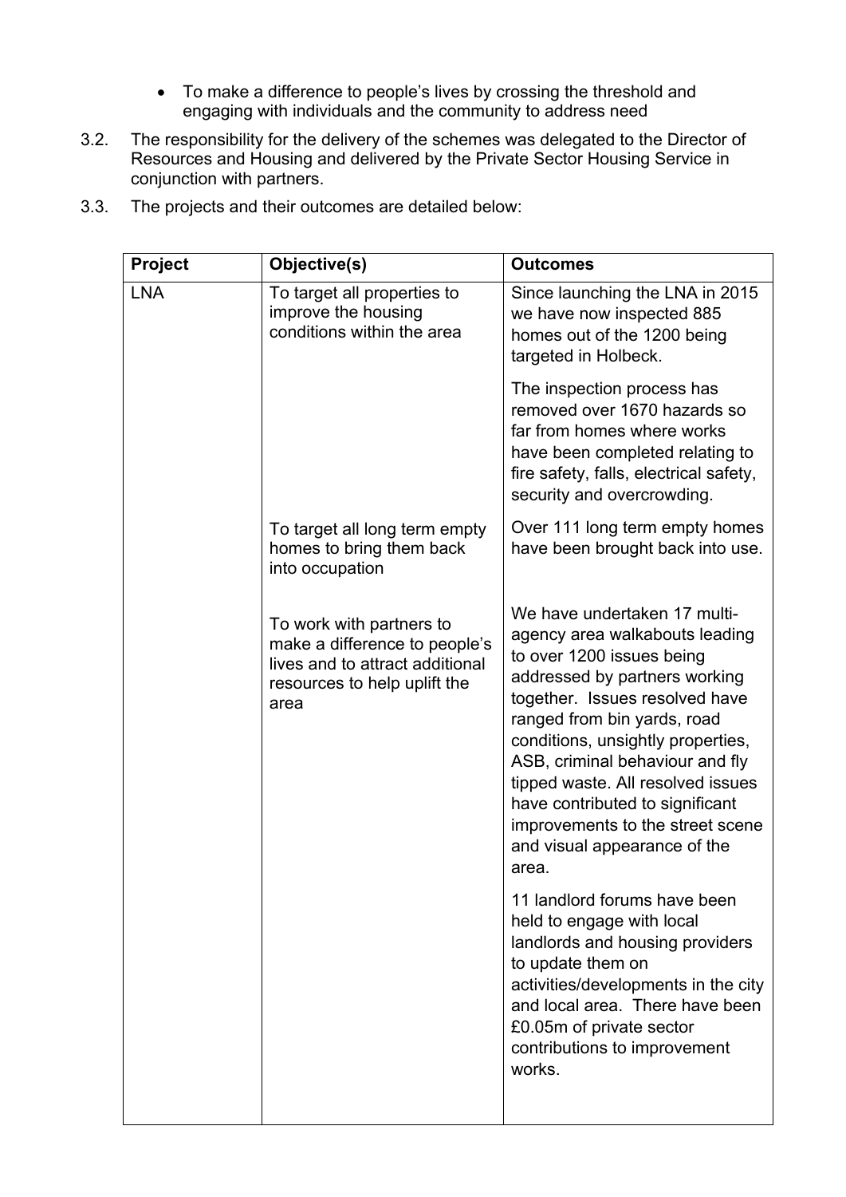- To make a difference to people's lives by crossing the threshold and engaging with individuals and the community to address need

3.2. The responsibility for the delivery of the schemes was delegated to the Director of Resources and Housing and delivered by the Private Sector Housing Service in conjunction with partners.

3.3. The projects and their outcomes are detailed below:

| Project | Objective(s) | Outcomes |
|---|---|---|
| LNA | To target all properties to improve the housing conditions within the area | Since launching the LNA in 2015 we have now inspected 885 homes out of the 1200 being targeted in Holbeck.<br><br>The inspection process has removed over 1670 hazards so far from homes where works have been completed relating to fire safety, falls, electrical safety, security and overcrowding. |
| | To target all long term empty homes to bring them back into occupation | Over 111 long term empty homes have been brought back into use. |
| | To work with partners to make a difference to people's lives and to attract additional resources to help uplift the area | We have undertaken 17 multi-agency area walkabouts leading to over 1200 issues being addressed by partners working together. Issues resolved have ranged from bin yards, road conditions, unsightly properties, ASB, criminal behaviour and fly tipped waste. All resolved issues have contributed to significant improvements to the street scene and visual appearance of the area.<br><br>11 landlord forums have been held to engage with local landlords and housing providers to update them on activities/developments in the city and local area. There have been £0.05m of private sector contributions to improvement works. |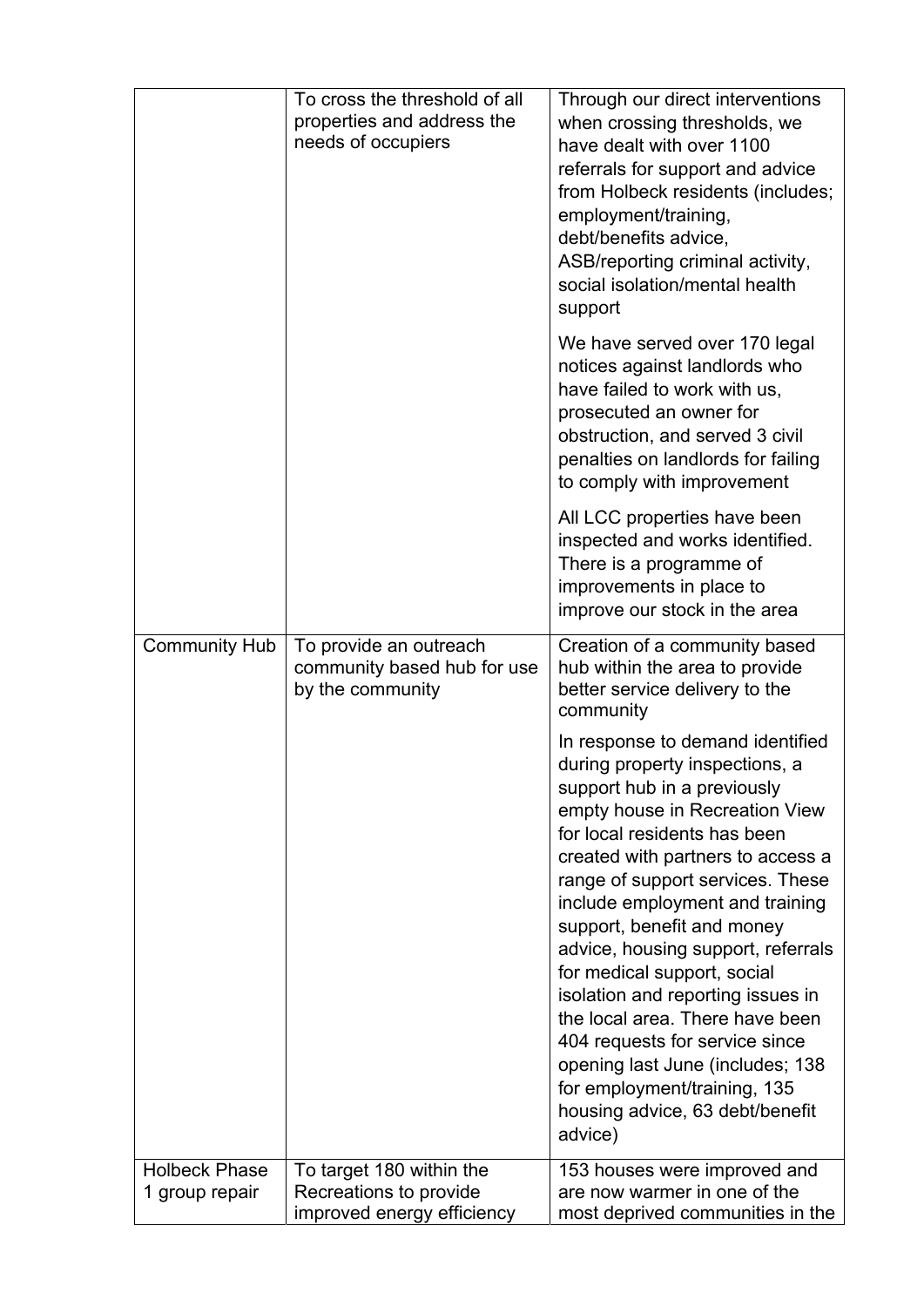| | | |
|---|---|---|
| | To cross the threshold of all properties and address the needs of occupiers | Through our direct interventions when crossing thresholds, we have dealt with over 1100 referrals for support and advice from Holbeck residents (includes; employment/training, debt/benefits advice, ASB/reporting criminal activity, social isolation/mental health support<br><br>We have served over 170 legal notices against landlords who have failed to work with us, prosecuted an owner for obstruction, and served 3 civil penalties on landlords for failing to comply with improvement<br><br>All LCC properties have been inspected and works identified. There is a programme of improvements in place to improve our stock in the area |
| Community Hub | To provide an outreach community based hub for use by the community | Creation of a community based hub within the area to provide better service delivery to the community<br><br>In response to demand identified during property inspections, a support hub in a previously empty house in Recreation View for local residents has been created with partners to access a range of support services. These include employment and training support, benefit and money advice, housing support, referrals for medical support, social isolation and reporting issues in the local area. There have been 404 requests for service since opening last June (includes; 138 for employment/training, 135 housing advice, 63 debt/benefit advice) |
| Holbeck Phase 1 group repair | To target 180 within the Recreations to provide improved energy efficiency | 153 houses were improved and are now warmer in one of the most deprived communities in the |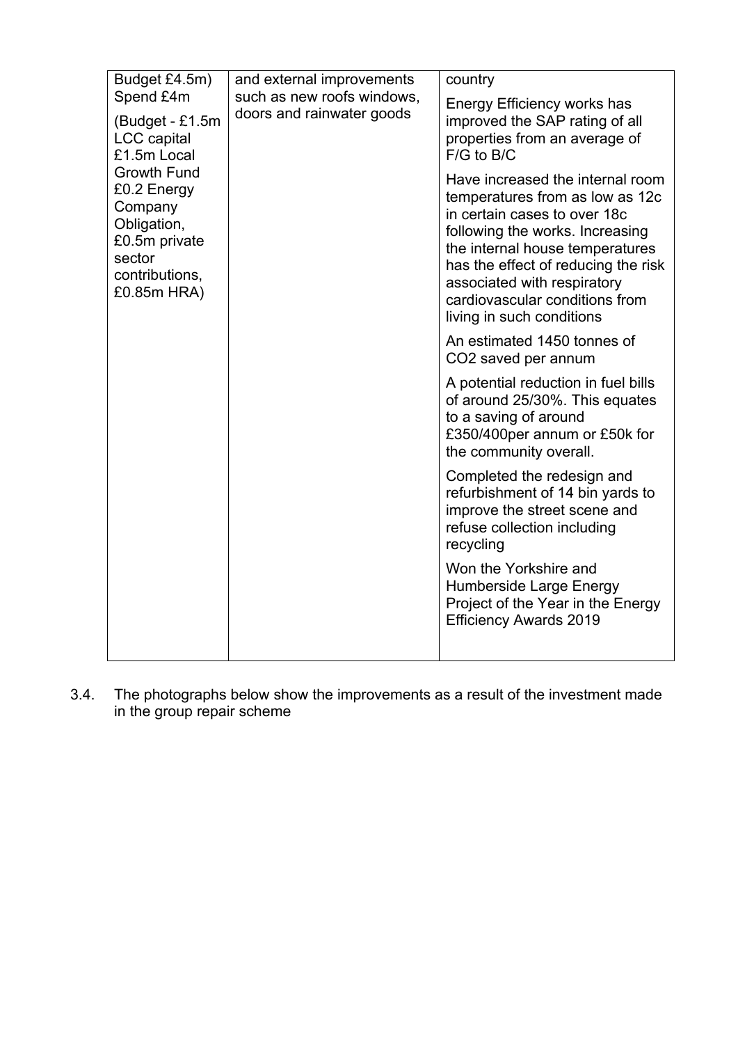| Budget £4.5m) Spend £4m (Budget - £1.5m LCC capital £1.5m Local Growth Fund £0.2 Energy Company Obligation, £0.5m private sector contributions, £0.85m HRA) | and external improvements such as new roofs windows, doors and rainwater goods | country<br><br>Energy Efficiency works has improved the SAP rating of all properties from an average of F/G to B/C<br><br>Have increased the internal room temperatures from as low as 12c in certain cases to over 18c following the works. Increasing the internal house temperatures has the effect of reducing the risk associated with respiratory cardiovascular conditions from living in such conditions<br><br>An estimated 1450 tonnes of $CO_2$ saved per annum<br><br>A potential reduction in fuel bills of around 25/30%. This equates to a saving of around £350/400per annum or £50k for the community overall.<br><br>Completed the redesign and refurbishment of 14 bin yards to improve the street scene and refuse collection including recycling<br><br>Won the Yorkshire and Humberside Large Energy Project of the Year in the Energy Efficiency Awards 2019 |
|---|---|---|

3.4. The photographs below show the improvements as a result of the investment made in the group repair scheme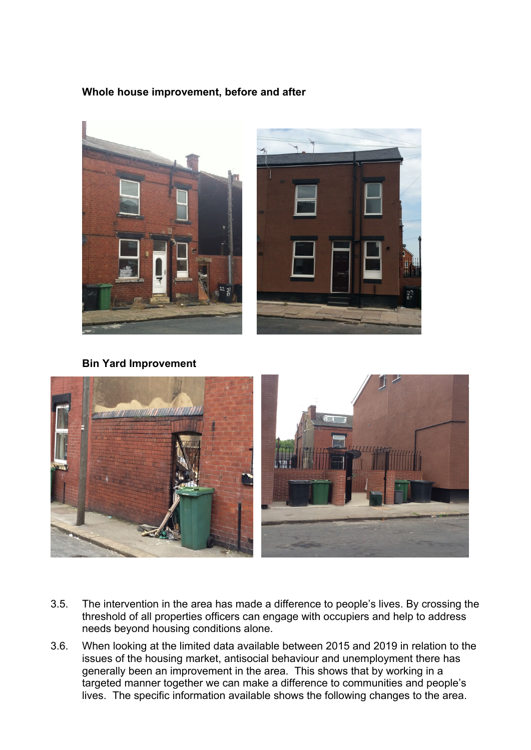**Whole house improvement, before and after**

**Bin Yard Improvement**

3.5. The intervention in the area has made a difference to people's lives. By crossing the threshold of all properties officers can engage with occupiers and help to address needs beyond housing conditions alone.

3.6. When looking at the limited data available between 2015 and 2019 in relation to the issues of the housing market, antisocial behaviour and unemployment there has generally been an improvement in the area. This shows that by working in a targeted manner together we can make a difference to communities and people's lives. The specific information available shows the following changes to the area.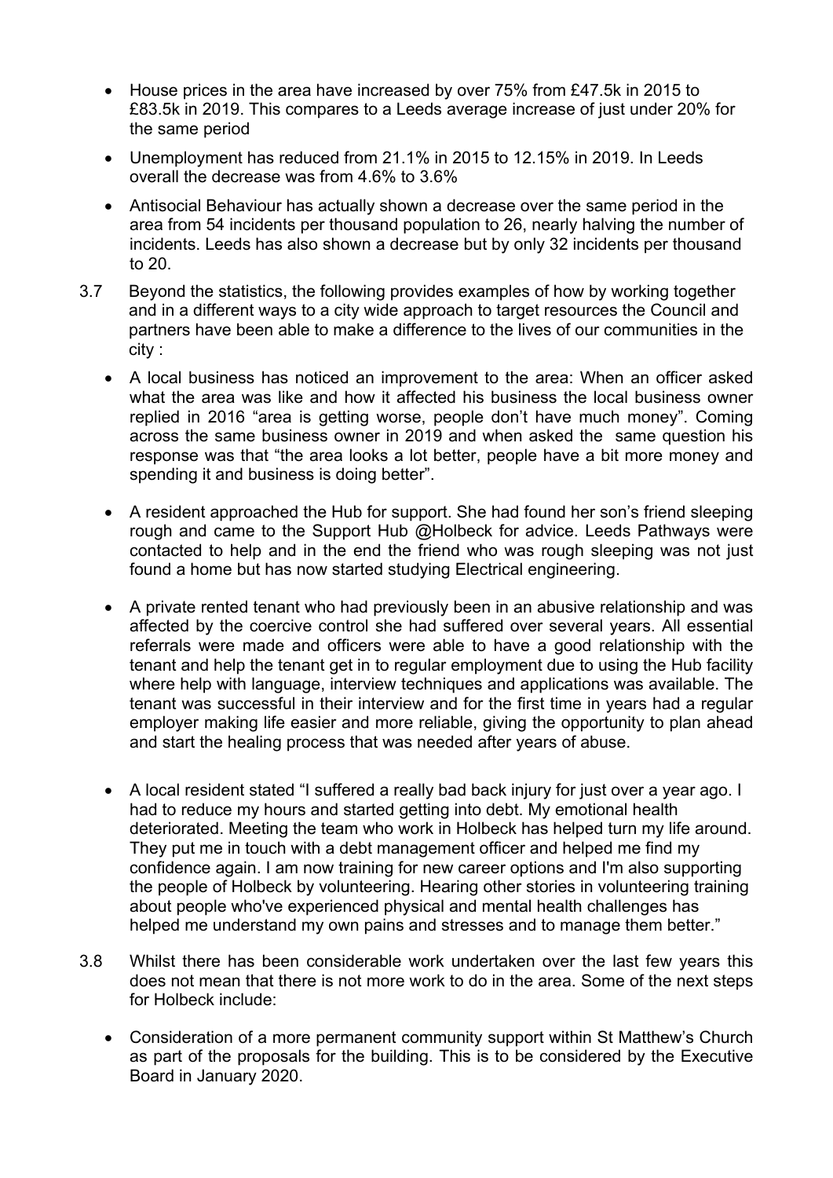- House prices in the area have increased by over 75% from £47.5k in 2015 to £83.5k in 2019. This compares to a Leeds average increase of just under 20% for the same period
- Unemployment has reduced from 21.1% in 2015 to 12.15% in 2019. In Leeds overall the decrease was from 4.6% to 3.6%
- Antisocial Behaviour has actually shown a decrease over the same period in the area from 54 incidents per thousand population to 26, nearly halving the number of incidents. Leeds has also shown a decrease but by only 32 incidents per thousand to 20.

3.7 Beyond the statistics, the following provides examples of how by working together and in a different ways to a city wide approach to target resources the Council and partners have been able to make a difference to the lives of our communities in the city :

- A local business has noticed an improvement to the area: When an officer asked what the area was like and how it affected his business the local business owner replied in 2016 "area is getting worse, people don't have much money". Coming across the same business owner in 2019 and when asked the same question his response was that "the area looks a lot better, people have a bit more money and spending it and business is doing better".
- A resident approached the Hub for support. She had found her son's friend sleeping rough and came to the Support Hub @Holbeck for advice. Leeds Pathways were contacted to help and in the end the friend who was rough sleeping was not just found a home but has now started studying Electrical engineering.
- A private rented tenant who had previously been in an abusive relationship and was affected by the coercive control she had suffered over several years. All essential referrals were made and officers were able to have a good relationship with the tenant and help the tenant get in to regular employment due to using the Hub facility where help with language, interview techniques and applications was available. The tenant was successful in their interview and for the first time in years had a regular employer making life easier and more reliable, giving the opportunity to plan ahead and start the healing process that was needed after years of abuse.
- A local resident stated "I suffered a really bad back injury for just over a year ago. I had to reduce my hours and started getting into debt. My emotional health deteriorated. Meeting the team who work in Holbeck has helped turn my life around. They put me in touch with a debt management officer and helped me find my confidence again. I am now training for new career options and I'm also supporting the people of Holbeck by volunteering. Hearing other stories in volunteering training about people who've experienced physical and mental health challenges has helped me understand my own pains and stresses and to manage them better."

3.8 Whilst there has been considerable work undertaken over the last few years this does not mean that there is not more work to do in the area. Some of the next steps for Holbeck include:

- Consideration of a more permanent community support within St Matthew's Church as part of the proposals for the building. This is to be considered by the Executive Board in January 2020.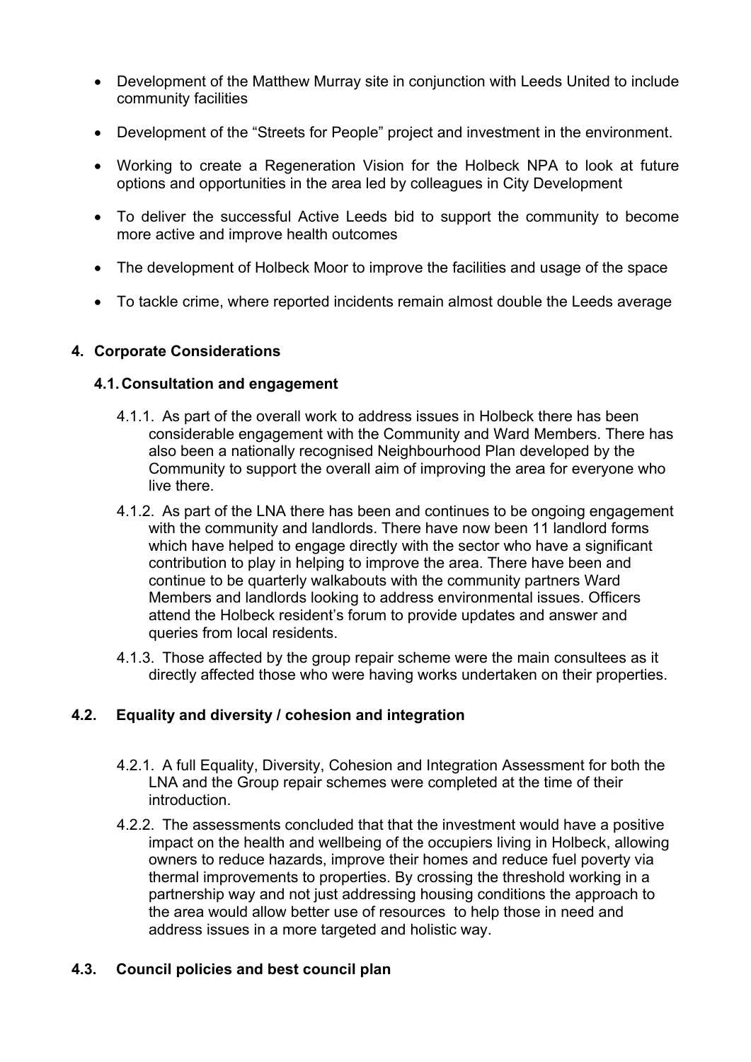- Development of the Matthew Murray site in conjunction with Leeds United to include community facilities

- Development of the "Streets for People" project and investment in the environment.

- Working to create a Regeneration Vision for the Holbeck NPA to look at future options and opportunities in the area led by colleagues in City Development

- To deliver the successful Active Leeds bid to support the community to become more active and improve health outcomes

- The development of Holbeck Moor to improve the facilities and usage of the space

- To tackle crime, where reported incidents remain almost double the Leeds average

## 4. Corporate Considerations

### 4.1. Consultation and engagement

4.1.1. As part of the overall work to address issues in Holbeck there has been considerable engagement with the Community and Ward Members. There has also been a nationally recognised Neighbourhood Plan developed by the Community to support the overall aim of improving the area for everyone who live there.

4.1.2. As part of the LNA there has been and continues to be ongoing engagement with the community and landlords. There have now been 11 landlord forms which have helped to engage directly with the sector who have a significant contribution to play in helping to improve the area. There have been and continue to be quarterly walkabouts with the community partners Ward Members and landlords looking to address environmental issues. Officers attend the Holbeck resident's forum to provide updates and answer and queries from local residents.

4.1.3. Those affected by the group repair scheme were the main consultees as it directly affected those who were having works undertaken on their properties.

### 4.2. Equality and diversity / cohesion and integration

4.2.1. A full Equality, Diversity, Cohesion and Integration Assessment for both the LNA and the Group repair schemes were completed at the time of their introduction.

4.2.2. The assessments concluded that that the investment would have a positive impact on the health and wellbeing of the occupiers living in Holbeck, allowing owners to reduce hazards, improve their homes and reduce fuel poverty via thermal improvements to properties. By crossing the threshold working in a partnership way and not just addressing housing conditions the approach to the area would allow better use of resources to help those in need and address issues in a more targeted and holistic way.

### 4.3. Council policies and best council plan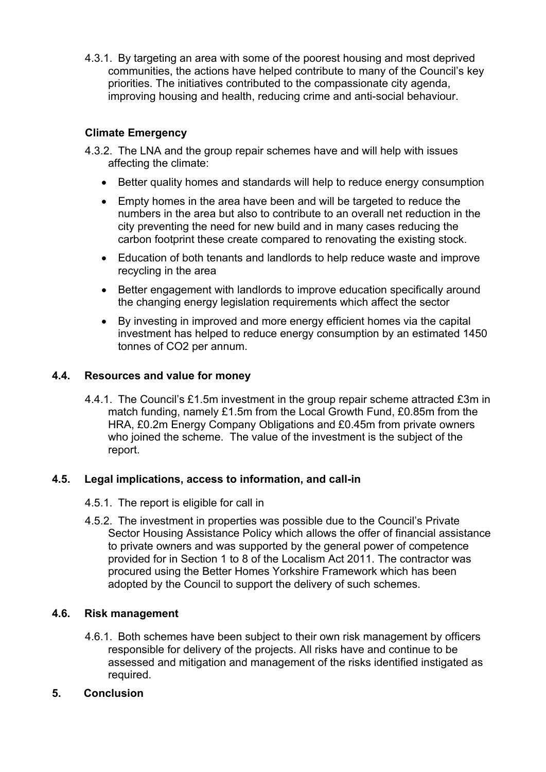4.3.1. By targeting an area with some of the poorest housing and most deprived communities, the actions have helped contribute to many of the Council's key priorities. The initiatives contributed to the compassionate city agenda, improving housing and health, reducing crime and anti-social behaviour.

**Climate Emergency**

4.3.2. The LNA and the group repair schemes have and will help with issues affecting the climate:

- Better quality homes and standards will help to reduce energy consumption
- Empty homes in the area have been and will be targeted to reduce the numbers in the area but also to contribute to an overall net reduction in the city preventing the need for new build and in many cases reducing the carbon footprint these create compared to renovating the existing stock.
- Education of both tenants and landlords to help reduce waste and improve recycling in the area
- Better engagement with landlords to improve education specifically around the changing energy legislation requirements which affect the sector
- By investing in improved and more energy efficient homes via the capital investment has helped to reduce energy consumption by an estimated 1450 tonnes of $CO_2$ per annum.

## 4.4. Resources and value for money

4.4.1. The Council's £1.5m investment in the group repair scheme attracted £3m in match funding, namely £1.5m from the Local Growth Fund, £0.85m from the HRA, £0.2m Energy Company Obligations and £0.45m from private owners who joined the scheme. The value of the investment is the subject of the report.

## 4.5. Legal implications, access to information, and call-in

4.5.1. The report is eligible for call in

4.5.2. The investment in properties was possible due to the Council's Private Sector Housing Assistance Policy which allows the offer of financial assistance to private owners and was supported by the general power of competence provided for in Section 1 to 8 of the Localism Act 2011. The contractor was procured using the Better Homes Yorkshire Framework which has been adopted by the Council to support the delivery of such schemes.

## 4.6. Risk management

4.6.1. Both schemes have been subject to their own risk management by officers responsible for delivery of the projects. All risks have and continue to be assessed and mitigation and management of the risks identified instigated as required.

# 5. Conclusion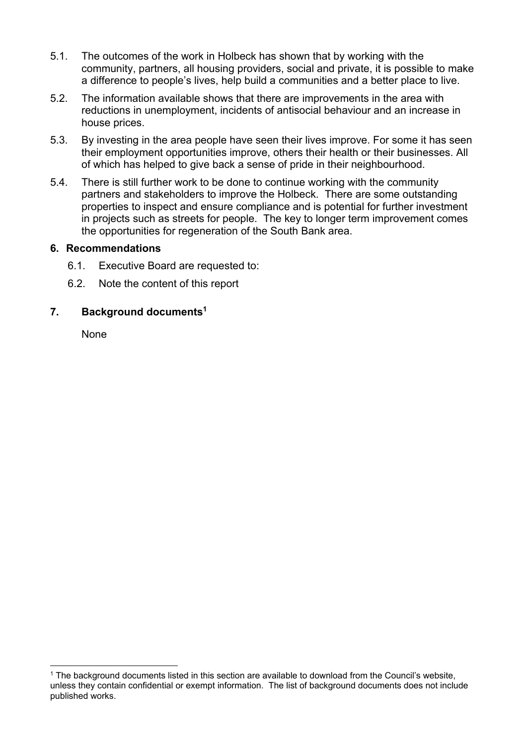5.1. The outcomes of the work in Holbeck has shown that by working with the community, partners, all housing providers, social and private, it is possible to make a difference to people's lives, help build a communities and a better place to live.

5.2. The information available shows that there are improvements in the area with reductions in unemployment, incidents of antisocial behaviour and an increase in house prices.

5.3. By investing in the area people have seen their lives improve. For some it has seen their employment opportunities improve, others their health or their businesses. All of which has helped to give back a sense of pride in their neighbourhood.

5.4. There is still further work to be done to continue working with the community partners and stakeholders to improve the Holbeck. There are some outstanding properties to inspect and ensure compliance and is potential for further investment in projects such as streets for people. The key to longer term improvement comes the opportunities for regeneration of the South Bank area.

## 6. Recommendations

6.1. Executive Board are requested to:

6.2. Note the content of this report

## 7. Background documents[1]

None

[1] The background documents listed in this section are available to download from the Council's website, unless they contain confidential or exempt information. The list of background documents does not include published works.